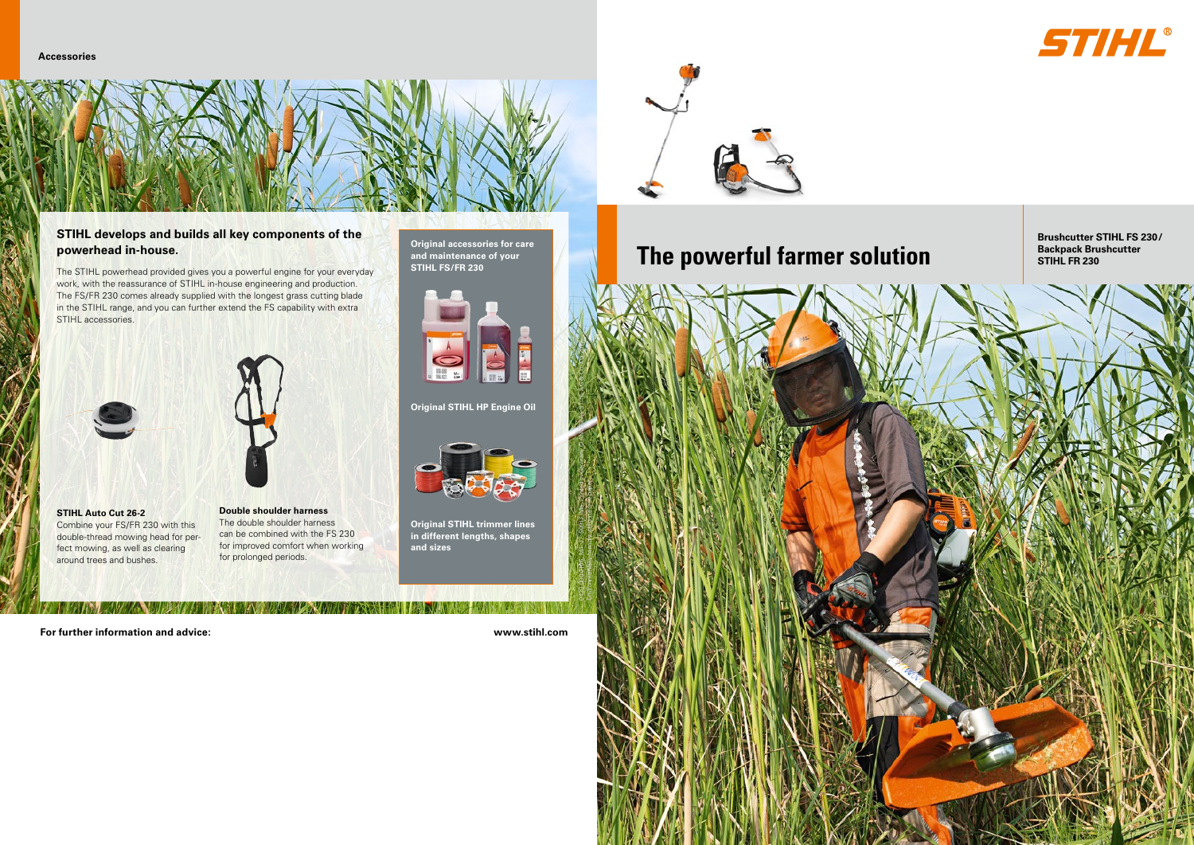Accessories

## STIHL develops and builds all key components of the powerhead in-house.

The STIHL powerhead provided gives you a powerful engine for your everyday work, with the reassurance of STIHL in-house engineering and production. The FS/FR 230 comes already supplied with the longest grass cutting blade in the STIHL range, and you can further extend the FS capability with extra STIHL accessories.

**STIHL Auto Cut 26-2**
Combine your FS/FR 230 with this double-thread mowing head for perfect mowing, as well as clearing around trees and bushes.

**Double shoulder harness**
The double shoulder harness can be combined with the FS 230 for improved comfort when working for prolonged periods.

**Original accessories for care and maintenance of your STIHL FS/FR 230**

**Original STIHL HP Engine Oil**

**Original STIHL trimmer lines in different lengths, shapes and sizes**

**For further information and advice:** **www.stihl.com**

STIHL

# The powerful farmer solution

**Brushcutter STIHL FS 230 / Backpack Brushcutter STIHL FR 230**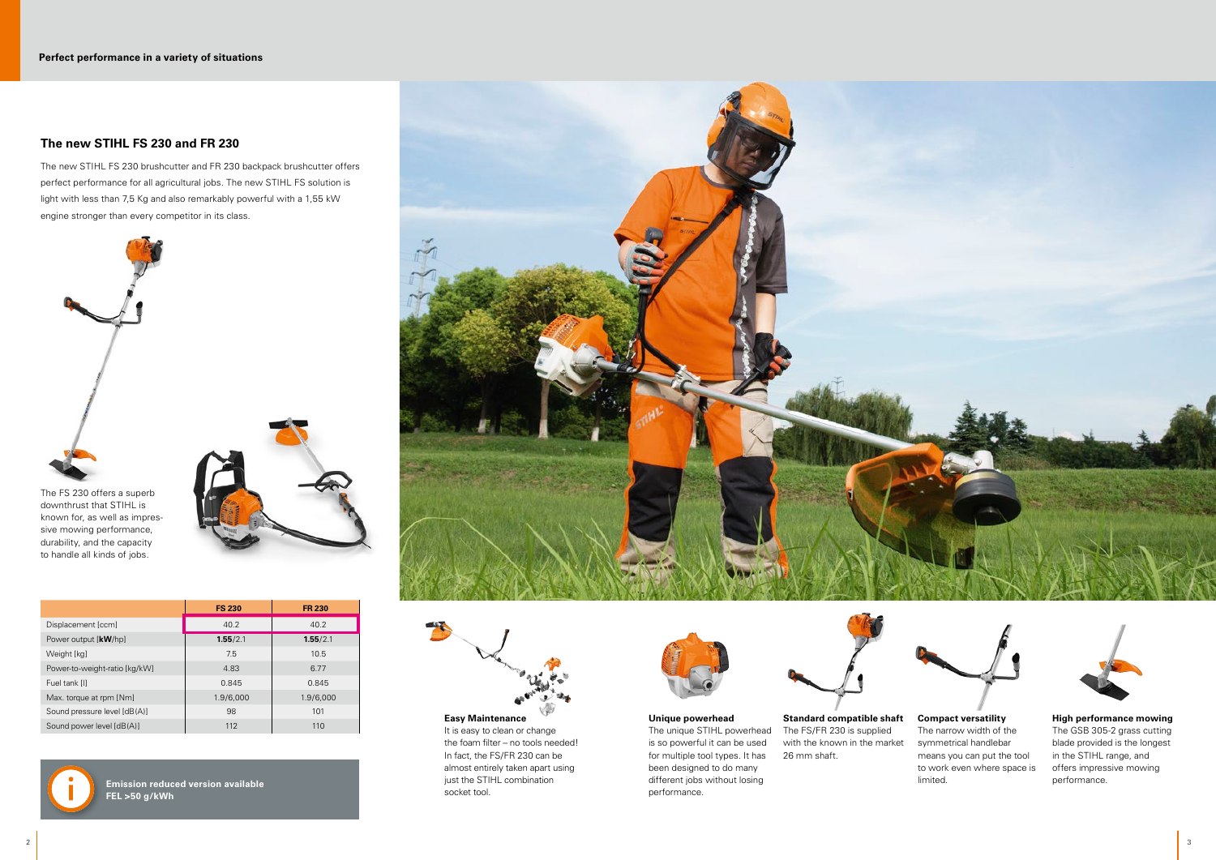Perfect performance in a variety of situations

## The new STIHL FS 230 and FR 230

The new STIHL FS 230 brushcutter and FR 230 backpack brushcutter offers perfect performance for all agricultural jobs. The new STIHL FS solution is light with less than 7,5 Kg and also remarkably powerful with a 1,55 kW engine stronger than every competitor in its class.

The FS 230 offers a superb downthrust that STIHL is known for, as well as impressive mowing performance, durability, and the capacity to handle all kinds of jobs.

| | FS 230 | FR 230 |
|---|---|---|
| Displacement [ccm] | 40.2 | 40.2 |
| Power output [**kW**/hp] | **1.55**/2.1 | **1.55**/2.1 |
| Weight [kg] | 7.5 | 10.5 |
| Power-to-weight-ratio [kg/kW] | 4.83 | 6.77 |
| Fuel tank [l] | 0.845 | 0.845 |
| Max. torque at rpm [Nm] | 1.9/6,000 | 1.9/6,000 |
| Sound pressure level [dB(A)] | 98 | 101 |
| Sound power level [dB(A)] | 112 | 110 |

**Emission reduced version available**
**FEL >50 g/kWh**

**Easy Maintenance**
It is easy to clean or change the foam filter – no tools needed! In fact, the FS/FR 230 can be almost entirely taken apart using just the STIHL combination socket tool.

**Unique powerhead**
The unique STIHL powerhead is so powerful it can be used for multiple tool types. It has been designed to do many different jobs without losing performance.

**Standard compatible shaft**
The FS/FR 230 is supplied with the known in the market 26 mm shaft.

**Compact versatility**
The narrow width of the symmetrical handlebar means you can put the tool to work even where space is limited.

**High performance mowing**
The GSB 305-2 grass cutting blade provided is the longest in the STIHL range, and offers impressive mowing performance.